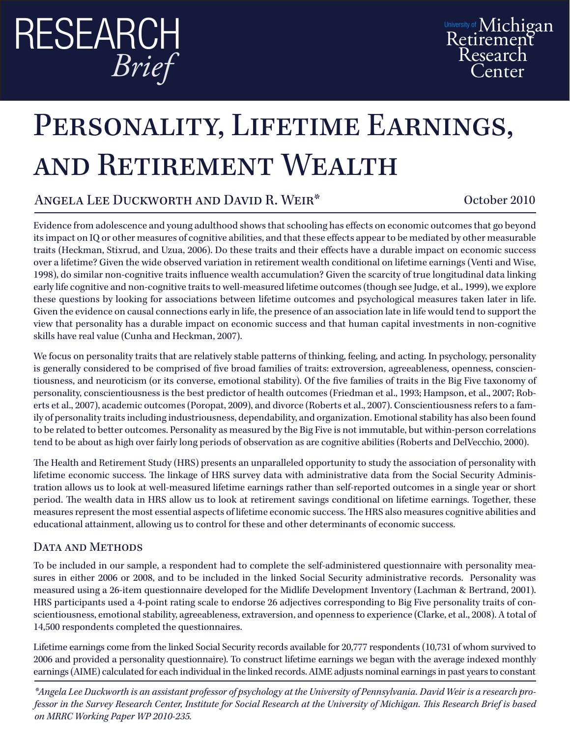RESEARCH *Brief*

University of Michigan Retirement Research Center

# Personality, Lifetime Earnings, and Retirement Wealth

Angela Lee Duckworth and David R. Weir*

October 2010

Evidence from adolescence and young adulthood shows that schooling has effects on economic outcomes that go beyond its impact on IQ or other measures of cognitive abilities, and that these effects appear to be mediated by other measurable traits (Heckman, Stixrud, and Uzua, 2006). Do these traits and their effects have a durable impact on economic success over a lifetime? Given the wide observed variation in retirement wealth conditional on lifetime earnings (Venti and Wise, 1998), do similar non-cognitive traits influence wealth accumulation? Given the scarcity of true longitudinal data linking early life cognitive and non-cognitive traits to well-measured lifetime outcomes (though see Judge, et al., 1999), we explore these questions by looking for associations between lifetime outcomes and psychological measures taken later in life. Given the evidence on causal connections early in life, the presence of an association late in life would tend to support the view that personality has a durable impact on economic success and that human capital investments in non-cognitive skills have real value (Cunha and Heckman, 2007).

We focus on personality traits that are relatively stable patterns of thinking, feeling, and acting. In psychology, personality is generally considered to be comprised of five broad families of traits: extroversion, agreeableness, openness, conscientiousness, and neuroticism (or its converse, emotional stability). Of the five families of traits in the Big Five taxonomy of personality, conscientiousness is the best predictor of health outcomes (Friedman et al., 1993; Hampson, et al., 2007; Roberts et al., 2007), academic outcomes (Poropat, 2009), and divorce (Roberts et al., 2007). Conscientiousness refers to a family of personality traits including industriousness, dependability, and organization. Emotional stability has also been found to be related to better outcomes. Personality as measured by the Big Five is not immutable, but within-person correlations tend to be about as high over fairly long periods of observation as are cognitive abilities (Roberts and DelVecchio, 2000).

The Health and Retirement Study (HRS) presents an unparalleled opportunity to study the association of personality with lifetime economic success. The linkage of HRS survey data with administrative data from the Social Security Administration allows us to look at well-measured lifetime earnings rather than self-reported outcomes in a single year or short period. The wealth data in HRS allow us to look at retirement savings conditional on lifetime earnings. Together, these measures represent the most essential aspects of lifetime economic success. The HRS also measures cognitive abilities and educational attainment, allowing us to control for these and other determinants of economic success.

## Data and Methods

To be included in our sample, a respondent had to complete the self-administered questionnaire with personality measures in either 2006 or 2008, and to be included in the linked Social Security administrative records. Personality was measured using a 26-item questionnaire developed for the Midlife Development Inventory (Lachman & Bertrand, 2001). HRS participants used a 4-point rating scale to endorse 26 adjectives corresponding to Big Five personality traits of conscientiousness, emotional stability, agreeableness, extraversion, and openness to experience (Clarke, et al., 2008). A total of 14,500 respondents completed the questionnaires.

Lifetime earnings come from the linked Social Security records available for 20,777 respondents (10,731 of whom survived to 2006 and provided a personality questionnaire). To construct lifetime earnings we began with the average indexed monthly earnings (AIME) calculated for each individual in the linked records. AIME adjusts nominal earnings in past years to constant

*\*Angela Lee Duckworth is an assistant professor of psychology at the University of Pennsylvania. David Weir is a research professor in the Survey Research Center, Institute for Social Research at the University of Michigan. This Research Brief is based on MRRC Working Paper WP 2010-235.*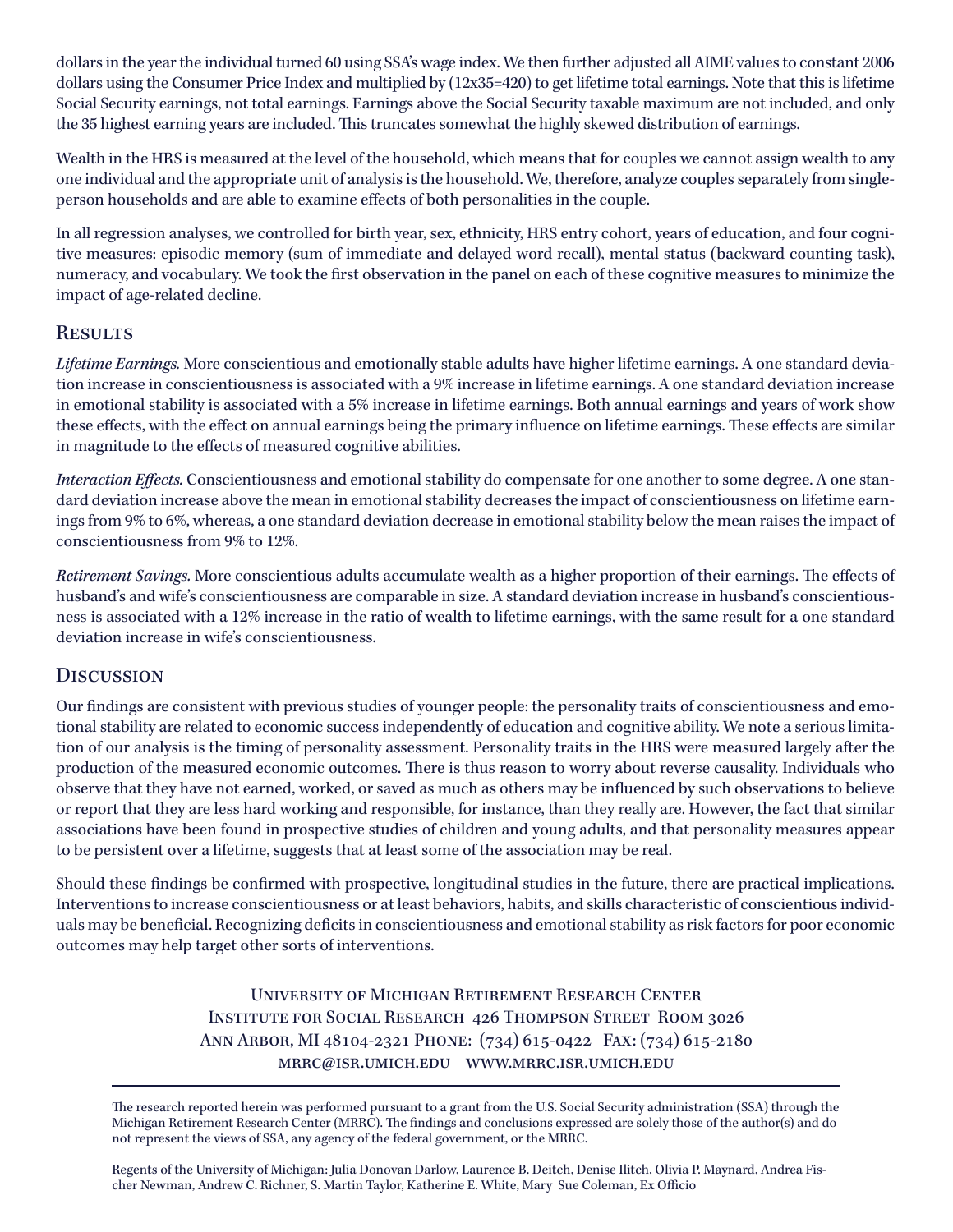dollars in the year the individual turned 60 using SSA's wage index. We then further adjusted all AIME values to constant 2006 dollars using the Consumer Price Index and multiplied by (12x35=420) to get lifetime total earnings. Note that this is lifetime Social Security earnings, not total earnings. Earnings above the Social Security taxable maximum are not included, and only the 35 highest earning years are included. This truncates somewhat the highly skewed distribution of earnings.

Wealth in the HRS is measured at the level of the household, which means that for couples we cannot assign wealth to any one individual and the appropriate unit of analysis is the household. We, therefore, analyze couples separately from single-person households and are able to examine effects of both personalities in the couple.

In all regression analyses, we controlled for birth year, sex, ethnicity, HRS entry cohort, years of education, and four cognitive measures: episodic memory (sum of immediate and delayed word recall), mental status (backward counting task), numeracy, and vocabulary. We took the first observation in the panel on each of these cognitive measures to minimize the impact of age-related decline.

## Results

*Lifetime Earnings.* More conscientious and emotionally stable adults have higher lifetime earnings. A one standard deviation increase in conscientiousness is associated with a 9% increase in lifetime earnings. A one standard deviation increase in emotional stability is associated with a 5% increase in lifetime earnings. Both annual earnings and years of work show these effects, with the effect on annual earnings being the primary influence on lifetime earnings. These effects are similar in magnitude to the effects of measured cognitive abilities.

*Interaction Effects.* Conscientiousness and emotional stability do compensate for one another to some degree. A one standard deviation increase above the mean in emotional stability decreases the impact of conscientiousness on lifetime earnings from 9% to 6%, whereas, a one standard deviation decrease in emotional stability below the mean raises the impact of conscientiousness from 9% to 12%.

*Retirement Savings.* More conscientious adults accumulate wealth as a higher proportion of their earnings. The effects of husband's and wife's conscientiousness are comparable in size. A standard deviation increase in husband's conscientiousness is associated with a 12% increase in the ratio of wealth to lifetime earnings, with the same result for a one standard deviation increase in wife's conscientiousness.

## Discussion

Our findings are consistent with previous studies of younger people: the personality traits of conscientiousness and emotional stability are related to economic success independently of education and cognitive ability. We note a serious limitation of our analysis is the timing of personality assessment. Personality traits in the HRS were measured largely after the production of the measured economic outcomes. There is thus reason to worry about reverse causality. Individuals who observe that they have not earned, worked, or saved as much as others may be influenced by such observations to believe or report that they are less hard working and responsible, for instance, than they really are. However, the fact that similar associations have been found in prospective studies of children and young adults, and that personality measures appear to be persistent over a lifetime, suggests that at least some of the association may be real.

Should these findings be confirmed with prospective, longitudinal studies in the future, there are practical implications. Interventions to increase conscientiousness or at least behaviors, habits, and skills characteristic of conscientious individuals may be beneficial. Recognizing deficits in conscientiousness and emotional stability as risk factors for poor economic outcomes may help target other sorts of interventions.

---

University of Michigan Retirement Research Center
Institute for Social Research 426 Thompson Street Room 3026
Ann Arbor, MI 48104-2321 Phone: (734) 615-0422 Fax: (734) 615-2180
mrrc@isr.umich.edu www.mrrc.isr.umich.edu

---

The research reported herein was performed pursuant to a grant from the U.S. Social Security administration (SSA) through the Michigan Retirement Research Center (MRRC). The findings and conclusions expressed are solely those of the author(s) and do not represent the views of SSA, any agency of the federal government, or the MRRC.

Regents of the University of Michigan: Julia Donovan Darlow, Laurence B. Deitch, Denise Ilitch, Olivia P. Maynard, Andrea Fischer Newman, Andrew C. Richner, S. Martin Taylor, Katherine E. White, Mary Sue Coleman, Ex Officio